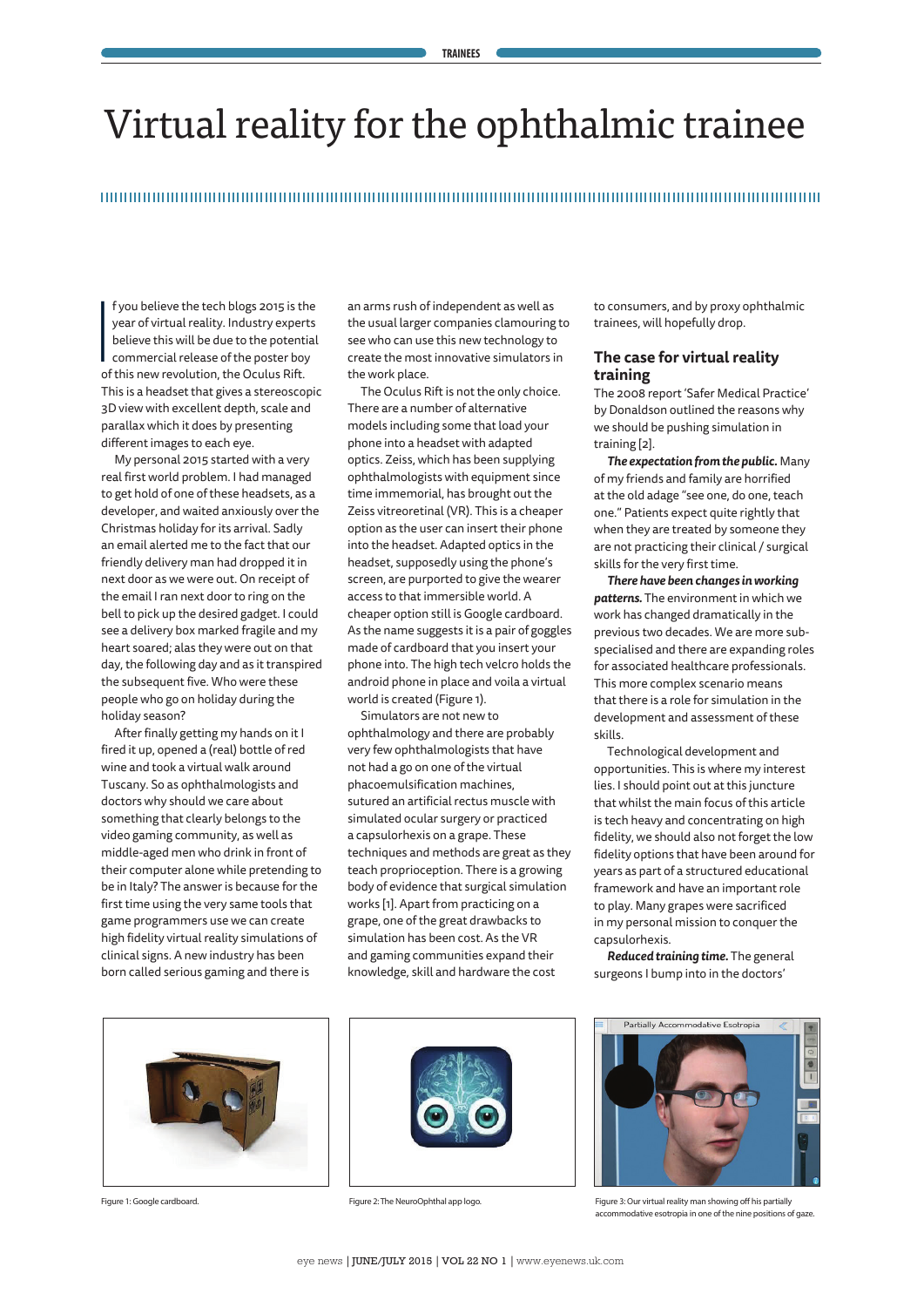# Virtual reality for the ophthalmic trainee

If you believe the tech blogs 2015 is the year of virtual reality. Industry experts believe this will be due to the potential commercial release of the poster boy of this new revolution, the Oculus Rift. This is a headset that gives a stereoscopic 3D view with excellent depth, scale and parallax which it does by presenting different images to each eye.

My personal 2015 started with a very real first world problem. I had managed to get hold of one of these headsets, as a developer, and waited anxiously over the Christmas holiday for its arrival. Sadly an email alerted me to the fact that our friendly delivery man had dropped it in next door as we were out. On receipt of the email I ran next door to ring on the bell to pick up the desired gadget. I could see a delivery box marked fragile and my heart soared; alas they were out on that day, the following day and as it transpired the subsequent five. Who were these people who go on holiday during the holiday season?

After finally getting my hands on it I fired it up, opened a (real) bottle of red wine and took a virtual walk around Tuscany. So as ophthalmologists and doctors why should we care about something that clearly belongs to the video gaming community, as well as middle-aged men who drink in front of their computer alone while pretending to be in Italy? The answer is because for the first time using the very same tools that game programmers use we can create high fidelity virtual reality simulations of clinical signs. A new industry has been born called serious gaming and there is an arms rush of independent as well as the usual larger companies clamouring to see who can use this new technology to create the most innovative simulators in the work place.

The Oculus Rift is not the only choice. There are a number of alternative models including some that load your phone into a headset with adapted optics. Zeiss, which has been supplying ophthalmologists with equipment since time immemorial, has brought out the Zeiss vitreoretinal (VR). This is a cheaper option as the user can insert their phone into the headset. Adapted optics in the headset, supposedly using the phone's screen, are purported to give the wearer access to that immersible world. A cheaper option still is Google cardboard. As the name suggests it is a pair of goggles made of cardboard that you insert your phone into. The high tech velcro holds the android phone in place and voila a virtual world is created (Figure 1).

Simulators are not new to ophthalmology and there are probably very few ophthalmologists that have not had a go on one of the virtual phacoemulsification machines, sutured an artificial rectus muscle with simulated ocular surgery or practiced a capsulorhexis on a grape. These techniques and methods are great as they teach proprioception. There is a growing body of evidence that surgical simulation works [1]. Apart from practicing on a grape, one of the great drawbacks to simulation has been cost. As the VR and gaming communities expand their knowledge, skill and hardware the cost to consumers, and by proxy ophthalmic trainees, will hopefully drop.

## The case for virtual reality training

The 2008 report 'Safer Medical Practice' by Donaldson outlined the reasons why we should be pushing simulation in training [2].

***The expectation from the public.*** Many of my friends and family are horrified at the old adage "see one, do one, teach one." Patients expect quite rightly that when they are treated by someone they are not practicing their clinical / surgical skills for the very first time.

***There have been changes in working patterns.*** The environment in which we work has changed dramatically in the previous two decades. We are more sub-specialised and there are expanding roles for associated healthcare professionals. This more complex scenario means that there is a role for simulation in the development and assessment of these skills.

Technological development and opportunities. This is where my interest lies. I should point out at this juncture that whilst the main focus of this article is tech heavy and concentrating on high fidelity, we should also not forget the low fidelity options that have been around for years as part of a structured educational framework and have an important role to play. Many grapes were sacrificed in my personal mission to conquer the capsulorhexis.

***Reduced training time.*** The general surgeons I bump into in the doctors'

Figure 1: Google cardboard.

Figure 2: The NeuroOphthal app logo.

Figure 3: Our virtual reality man showing off his partially accommodative esotropia in one of the nine positions of gaze.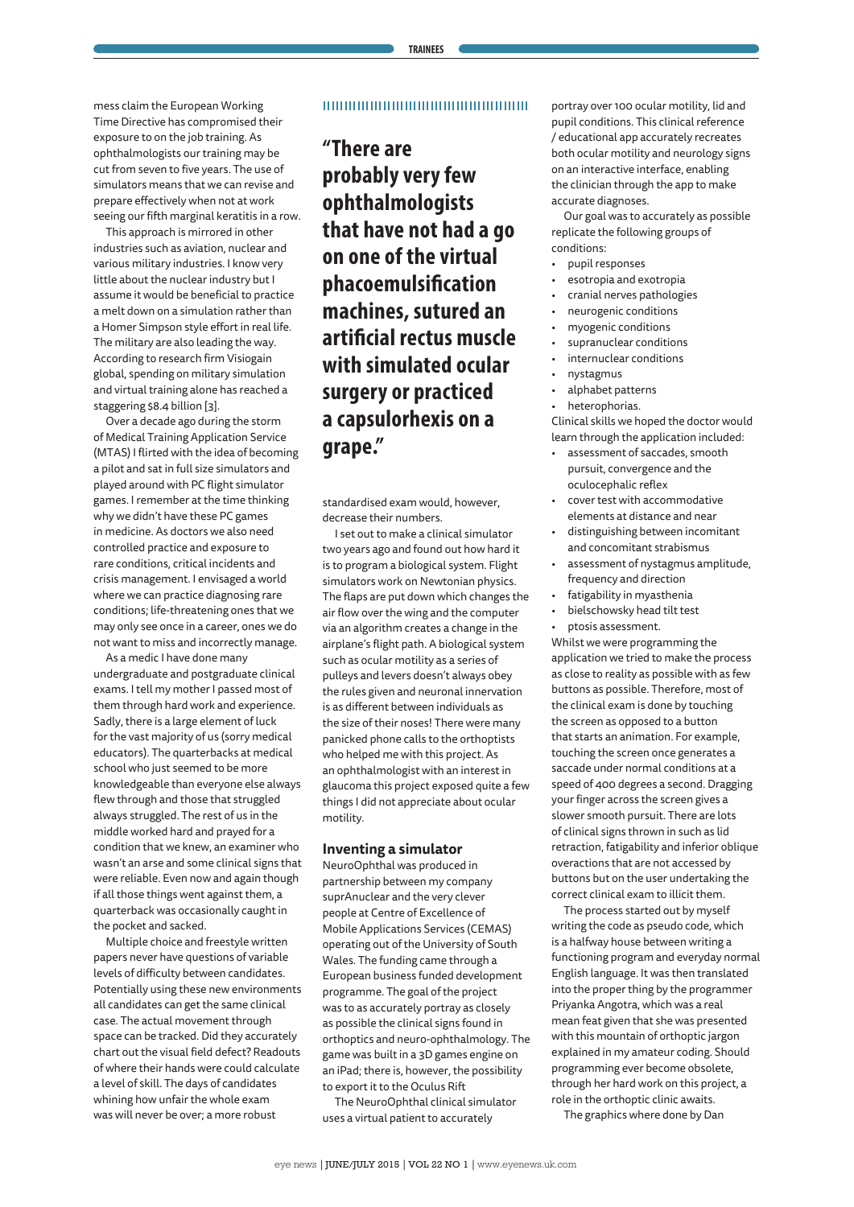mess claim the European Working Time Directive has compromised their exposure to on the job training. As ophthalmologists our training may be cut from seven to five years. The use of simulators means that we can revise and prepare effectively when not at work seeing our fifth marginal keratitis in a row.

This approach is mirrored in other industries such as aviation, nuclear and various military industries. I know very little about the nuclear industry but I assume it would be beneficial to practice a melt down on a simulation rather than a Homer Simpson style effort in real life. The military are also leading the way. According to research firm Visiogain global, spending on military simulation and virtual training alone has reached a staggering $8.4 billion [3].

Over a decade ago during the storm of Medical Training Application Service (MTAS) I flirted with the idea of becoming a pilot and sat in full size simulators and played around with PC flight simulator games. I remember at the time thinking why we didn't have these PC games in medicine. As doctors we also need controlled practice and exposure to rare conditions, critical incidents and crisis management. I envisaged a world where we can practice diagnosing rare conditions; life-threatening ones that we may only see once in a career, ones we do not want to miss and incorrectly manage.

As a medic I have done many undergraduate and postgraduate clinical exams. I tell my mother I passed most of them through hard work and experience. Sadly, there is a large element of luck for the vast majority of us (sorry medical educators). The quarterbacks at medical school who just seemed to be more knowledgeable than everyone else always flew through and those that struggled always struggled. The rest of us in the middle worked hard and prayed for a condition that we knew, an examiner who wasn't an arse and some clinical signs that were reliable. Even now and again though if all those things went against them, a quarterback was occasionally caught in the pocket and sacked.

Multiple choice and freestyle written papers never have questions of variable levels of difficulty between candidates. Potentially using these new environments all candidates can get the same clinical case. The actual movement through space can be tracked. Did they accurately chart out the visual field defect? Readouts of where their hands were could calculate a level of skill. The days of candidates whining how unfair the whole exam was will never be over; a more robust standardised exam would, however, decrease their numbers.

> **"There are probably very few ophthalmologists that have not had a go on one of the virtual phacoemulsification machines, sutured an artificial rectus muscle with simulated ocular surgery or practiced a capsulorhexis on a grape."**

I set out to make a clinical simulator two years ago and found out how hard it is to program a biological system. Flight simulators work on Newtonian physics. The flaps are put down which changes the air flow over the wing and the computer via an algorithm creates a change in the airplane's flight path. A biological system such as ocular motility as a series of pulleys and levers doesn't always obey the rules given and neuronal innervation is as different between individuals as the size of their noses! There were many panicked phone calls to the orthoptists who helped me with this project. As an ophthalmologist with an interest in glaucoma this project exposed quite a few things I did not appreciate about ocular motility.

## Inventing a simulator

NeuroOphthal was produced in partnership between my company suprAnuclear and the very clever people at Centre of Excellence of Mobile Applications Services (CEMAS) operating out of the University of South Wales. The funding came through a European business funded development programme. The goal of the project was to as accurately portray as closely as possible the clinical signs found in orthoptics and neuro-ophthalmology. The game was built in a 3D games engine on an iPad; there is, however, the possibility to export it to the Oculus Rift

The NeuroOphthal clinical simulator uses a virtual patient to accurately portray over 100 ocular motility, lid and pupil conditions. This clinical reference / educational app accurately recreates both ocular motility and neurology signs on an interactive interface, enabling the clinician through the app to make accurate diagnoses.

Our goal was to accurately as possible replicate the following groups of conditions:

- pupil responses
- esotropia and exotropia
- cranial nerves pathologies
- neurogenic conditions
- myogenic conditions
- supranuclear conditions
- internuclear conditions
- nystagmus
- alphabet patterns
- heterophorias.

Clinical skills we hoped the doctor would learn through the application included:

- assessment of saccades, smooth pursuit, convergence and the oculocephalic reflex
- cover test with accommodative elements at distance and near
- distinguishing between incomitant and concomitant strabismus
- assessment of nystagmus amplitude, frequency and direction
- fatigability in myasthenia
- bielschowsky head tilt test
- ptosis assessment.

Whilst we were programming the application we tried to make the process as close to reality as possible with as few buttons as possible. Therefore, most of the clinical exam is done by touching the screen as opposed to a button that starts an animation. For example, touching the screen once generates a saccade under normal conditions at a speed of 400 degrees a second. Dragging your finger across the screen gives a slower smooth pursuit. There are lots of clinical signs thrown in such as lid retraction, fatigability and inferior oblique overactions that are not accessed by buttons but on the user undertaking the correct clinical exam to illicit them.

The process started out by myself writing the code as pseudo code, which is a halfway house between writing a functioning program and everyday normal English language. It was then translated into the proper thing by the programmer Priyanka Angotra, which was a real mean feat given that she was presented with this mountain of orthoptic jargon explained in my amateur coding. Should programming ever become obsolete, through her hard work on this project, a role in the orthoptic clinic awaits.

The graphics where done by Dan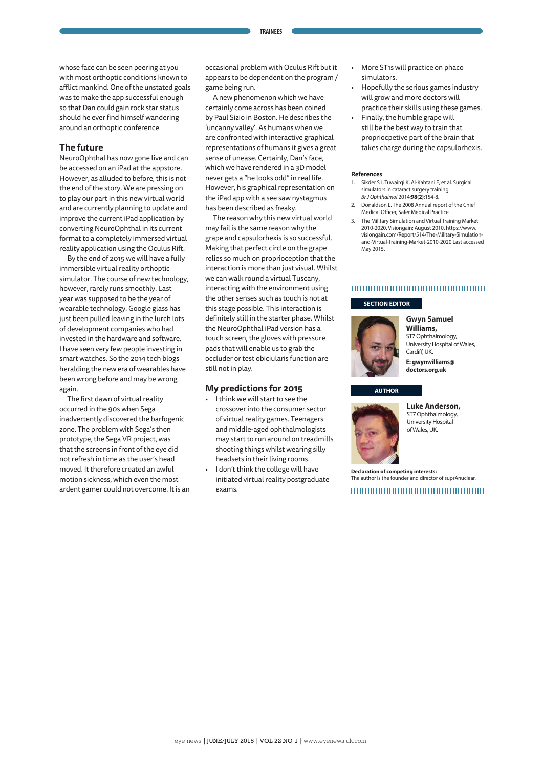whose face can be seen peering at you with most orthoptic conditions known to afflict mankind. One of the unstated goals was to make the app successful enough so that Dan could gain rock star status should he ever find himself wandering around an orthoptic conference.

## The future

NeuroOphthal has now gone live and can be accessed on an iPad at the appstore. However, as alluded to before, this is not the end of the story. We are pressing on to play our part in this new virtual world and are currently planning to update and improve the current iPad application by converting NeuroOphthal in its current format to a completely immersed virtual reality application using the Oculus Rift.

By the end of 2015 we will have a fully immersible virtual reality orthoptic simulator. The course of new technology, however, rarely runs smoothly. Last year was supposed to be the year of wearable technology. Google glass has just been pulled leaving in the lurch lots of development companies who had invested in the hardware and software. I have seen very few people investing in smart watches. So the 2014 tech blogs heralding the new era of wearables have been wrong before and may be wrong again.

The first dawn of virtual reality occurred in the 90s when Sega inadvertently discovered the barfogenic zone. The problem with Sega's then prototype, the Sega VR project, was that the screens in front of the eye did not refresh in time as the user's head moved. It therefore created an awful motion sickness, which even the most ardent gamer could not overcome. It is an occasional problem with Oculus Rift but it appears to be dependent on the program / game being run.

A new phenomenon which we have certainly come across has been coined by Paul Sizio in Boston. He describes the 'uncanny valley'. As humans when we are confronted with interactive graphical representations of humans it gives a great sense of unease. Certainly, Dan's face, which we have rendered in a 3D model never gets a "he looks odd" in real life. However, his graphical representation on the iPad app with a see saw nystagmus has been described as freaky.

The reason why this new virtual world may fail is the same reason why the grape and capsulorhexis is so successful. Making that perfect circle on the grape relies so much on proprioception that the interaction is more than just visual. Whilst we can walk round a virtual Tuscany, interacting with the environment using the other senses such as touch is not at this stage possible. This interaction is definitely still in the starter phase. Whilst the NeuroOphthal iPad version has a touch screen, the gloves with pressure pads that will enable us to grab the occluder or test obiciularis function are still not in play.

## My predictions for 2015

- I think we will start to see the crossover into the consumer sector of virtual reality games. Teenagers and middle-aged ophthalmologists may start to run around on treadmills shooting things whilst wearing silly headsets in their living rooms.
- I don't think the college will have initiated virtual reality postgraduate exams.
- More ST1s will practice on phaco simulators.
- Hopefully the serious games industry will grow and more doctors will practice their skills using these games.
- Finally, the humble grape will still be the best way to train that propriocpetive part of the brain that takes charge during the capsulorhexis.

**References**

1. Sikder S1, Tuwairqi K, Al-Kahtani E, et al. Surgical simulators in cataract surgery training. *Br J Ophthalmol* 2014;**98(2)**:154-8.
2. Donaldson L. The 2008 Annual report of the Chief Medical Officer, Safer Medical Practice.
3. The Military Simulation and Virtual Training Market 2010-2020. Visiongain; August 2010. https://www.visiongain.com/Report/514/The-Military-Simulation-and-Virtual-Training-Market-2010-2020 Last accessed May 2015.

**SECTION EDITOR**

**Gwyn Samuel Williams,**
ST7 Ophthalmology, University Hospital of Wales, Cardiff, UK.

**E: gwynwilliams@doctors.org.uk**

**AUTHOR**

**Luke Anderson,**
ST7 Ophthalmology, University Hospital of Wales, UK.

**Declaration of competing interests:**
The author is the founder and director of suprAnuclear.